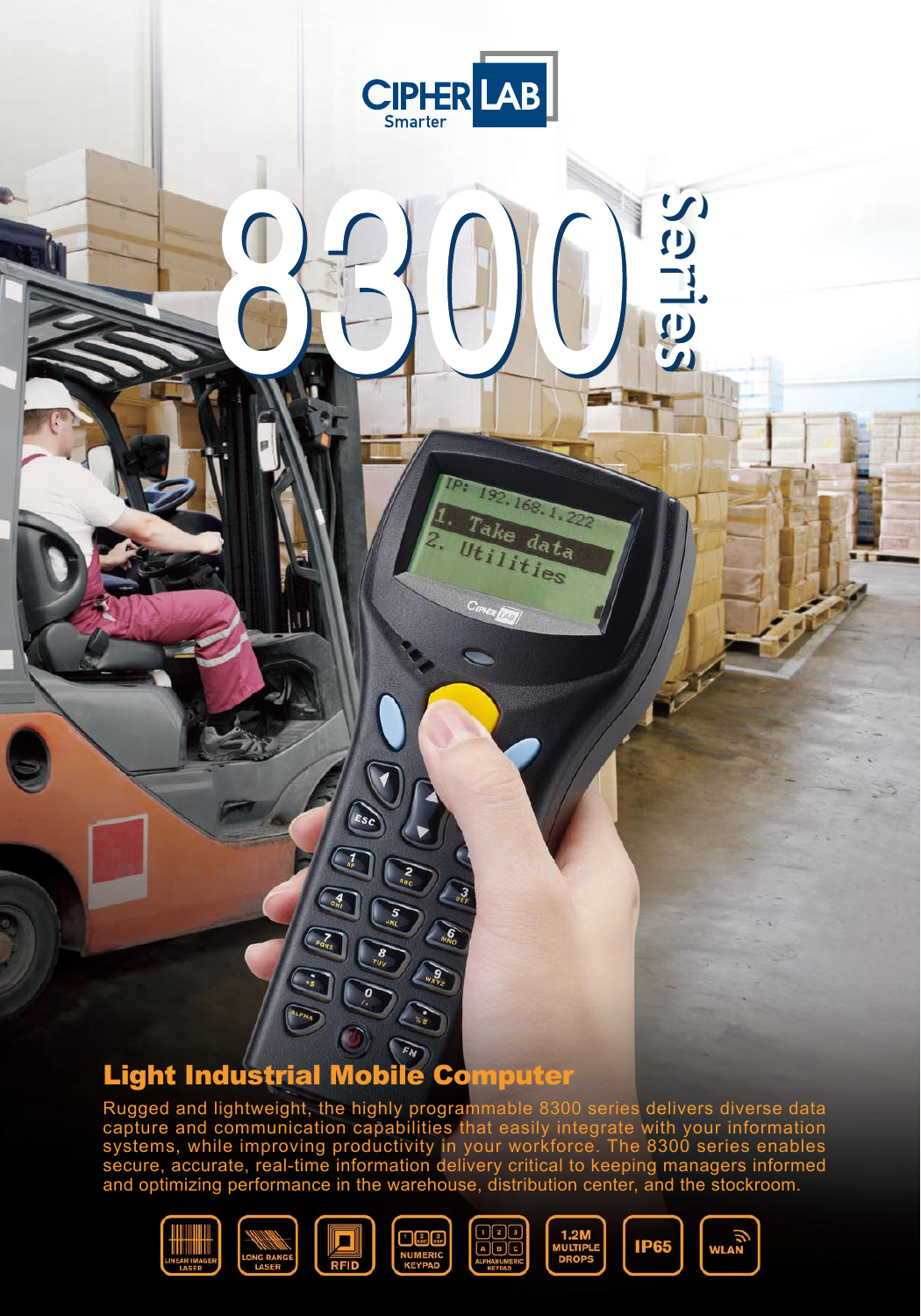CIPHERLAB Smarter

# 8300 Series

## Light Industrial Mobile Computer

Rugged and lightweight, the highly programmable 8300 series delivers diverse data capture and communication capabilities that easily integrate with your information systems, while improving productivity in your workforce. The 8300 series enables secure, accurate, real-time information delivery critical to keeping managers informed and optimizing performance in the warehouse, distribution center, and the stockroom.

LINEAR IMAGER LASER | LONG RANGE LASER | RFID | NUMERIC KEYPAD | ALPHANUMERIC KEYPAD | 1.2M MULTIPLE DROPS | IP65 | WLAN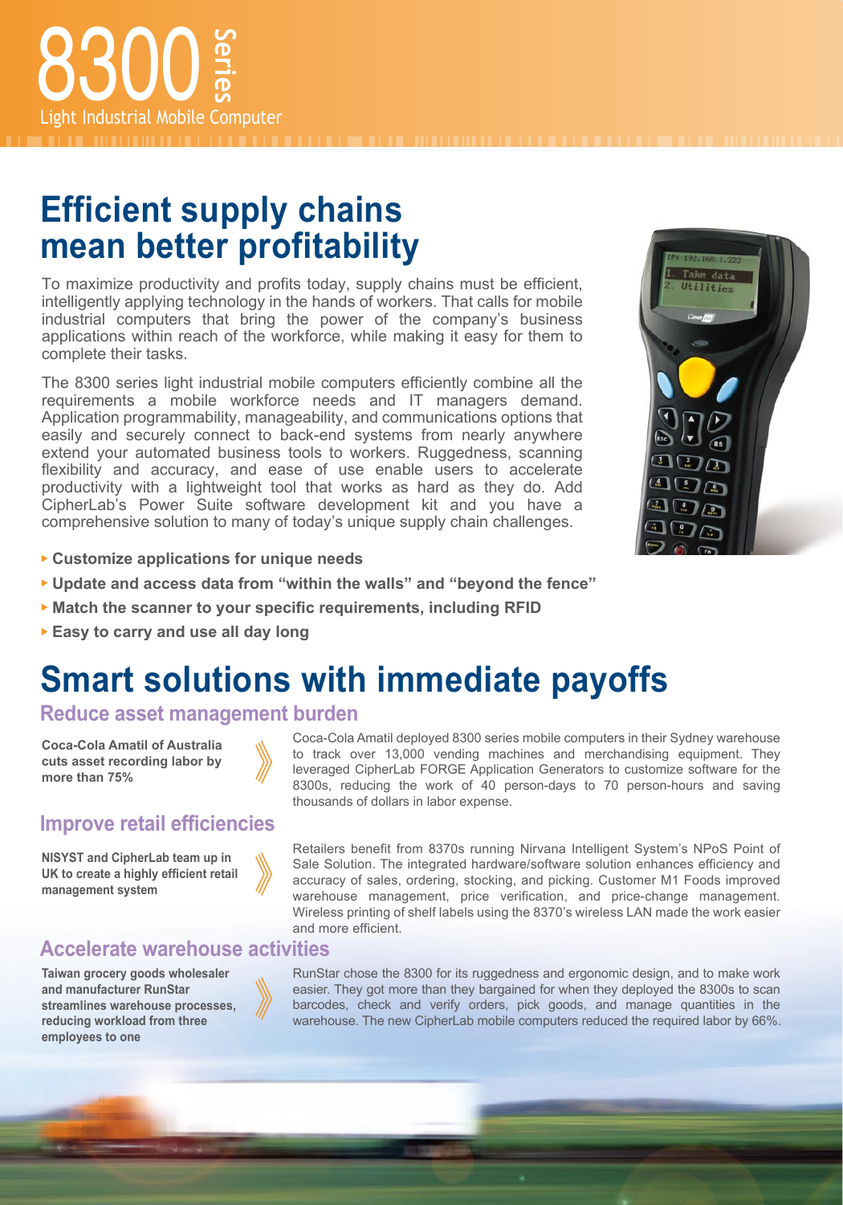# 8300 Series

Light Industrial Mobile Computer

## Efficient supply chains mean better profitability

To maximize productivity and profits today, supply chains must be efficient, intelligently applying technology in the hands of workers. That calls for mobile industrial computers that bring the power of the company's business applications within reach of the workforce, while making it easy for them to complete their tasks.

The 8300 series light industrial mobile computers efficiently combine all the requirements a mobile workforce needs and IT managers demand. Application programmability, manageability, and communications options that easily and securely connect to back-end systems from nearly anywhere extend your automated business tools to workers. Ruggedness, scanning flexibility and accuracy, and ease of use enable users to accelerate productivity with a lightweight tool that works as hard as they do. Add CipherLab's Power Suite software development kit and you have a comprehensive solution to many of today's unique supply chain challenges.

- **Customize applications for unique needs**
- **Update and access data from "within the walls" and "beyond the fence"**
- **Match the scanner to your specific requirements, including RFID**
- **Easy to carry and use all day long**

## Smart solutions with immediate payoffs

### Reduce asset management burden

**Coca-Cola Amatil of Australia cuts asset recording labor by more than 75%**

Coca-Cola Amatil deployed 8300 series mobile computers in their Sydney warehouse to track over 13,000 vending machines and merchandising equipment. They leveraged CipherLab FORGE Application Generators to customize software for the 8300s, reducing the work of 40 person-days to 70 person-hours and saving thousands of dollars in labor expense.

### Improve retail efficiencies

**NISYST and CipherLab team up in UK to create a highly efficient retail management system**

Retailers benefit from 8370s running Nirvana Intelligent System's NPoS Point of Sale Solution. The integrated hardware/software solution enhances efficiency and accuracy of sales, ordering, stocking, and picking. Customer M1 Foods improved warehouse management, price verification, and price-change management. Wireless printing of shelf labels using the 8370's wireless LAN made the work easier and more efficient.

### Accelerate warehouse activities

**Taiwan grocery goods wholesaler and manufacturer RunStar streamlines warehouse processes, reducing workload from three employees to one**

RunStar chose the 8300 for its ruggedness and ergonomic design, and to make work easier. They got more than they bargained for when they deployed the 8300s to scan barcodes, check and verify orders, pick goods, and manage quantities in the warehouse. The new CipherLab mobile computers reduced the required labor by 66%.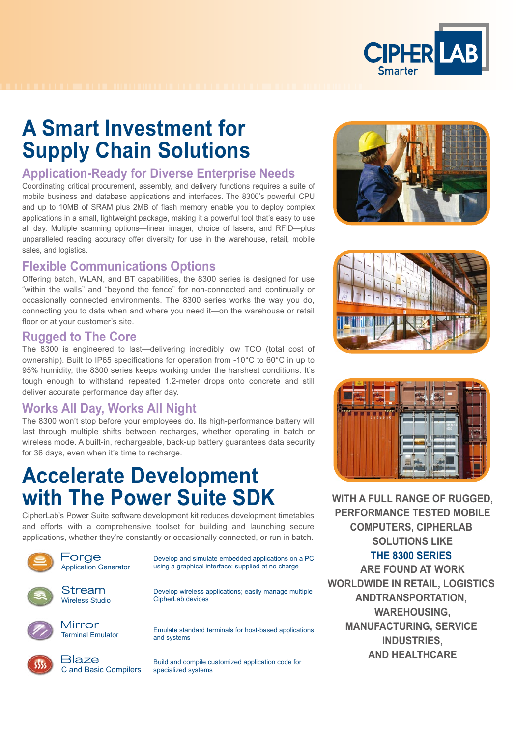# A Smart Investment for Supply Chain Solutions

## Application-Ready for Diverse Enterprise Needs

Coordinating critical procurement, assembly, and delivery functions requires a suite of mobile business and database applications and interfaces. The 8300's powerful CPU and up to 10MB of SRAM plus 2MB of flash memory enable you to deploy complex applications in a small, lightweight package, making it a powerful tool that's easy to use all day. Multiple scanning options—linear imager, choice of lasers, and RFID—plus unparalleled reading accuracy offer diversity for use in the warehouse, retail, mobile sales, and logistics.

## Flexible Communications Options

Offering batch, WLAN, and BT capabilities, the 8300 series is designed for use "within the walls" and "beyond the fence" for non-connected and continually or occasionally connected environments. The 8300 series works the way you do, connecting you to data when and where you need it—on the warehouse or retail floor or at your customer's site.

## Rugged to The Core

The 8300 is engineered to last—delivering incredibly low TCO (total cost of ownership). Built to IP65 specifications for operation from -10°C to 60°C in up to 95% humidity, the 8300 series keeps working under the harshest conditions. It's tough enough to withstand repeated 1.2-meter drops onto concrete and still deliver accurate performance day after day.

## Works All Day, Works All Night

The 8300 won't stop before your employees do. Its high-performance battery will last through multiple shifts between recharges, whether operating in batch or wireless mode. A built-in, rechargeable, back-up battery guarantees data security for 36 days, even when it's time to recharge.

# Accelerate Development with The Power Suite SDK

CipherLab's Power Suite software development kit reduces development timetables and efforts with a comprehensive toolset for building and launching secure applications, whether they're constantly or occasionally connected, or run in batch.

| Tool | Description |
|---|---|
| **Forge** Application Generator | Develop and simulate embedded applications on a PC using a graphical interface; supplied at no charge |
| **Stream** Wireless Studio | Develop wireless applications; easily manage multiple CipherLab devices |
| **Mirror** Terminal Emulator | Emulate standard terminals for host-based applications and systems |
| **Blaze** C and Basic Compilers | Build and compile customized application code for specialized systems |

**WITH A FULL RANGE OF RUGGED, PERFORMANCE TESTED MOBILE COMPUTERS, CIPHERLAB SOLUTIONS LIKE THE 8300 SERIES ARE FOUND AT WORK WORLDWIDE IN RETAIL, LOGISTICS ANDTRANSPORTATION, WAREHOUSING, MANUFACTURING, SERVICE INDUSTRIES, AND HEALTHCARE**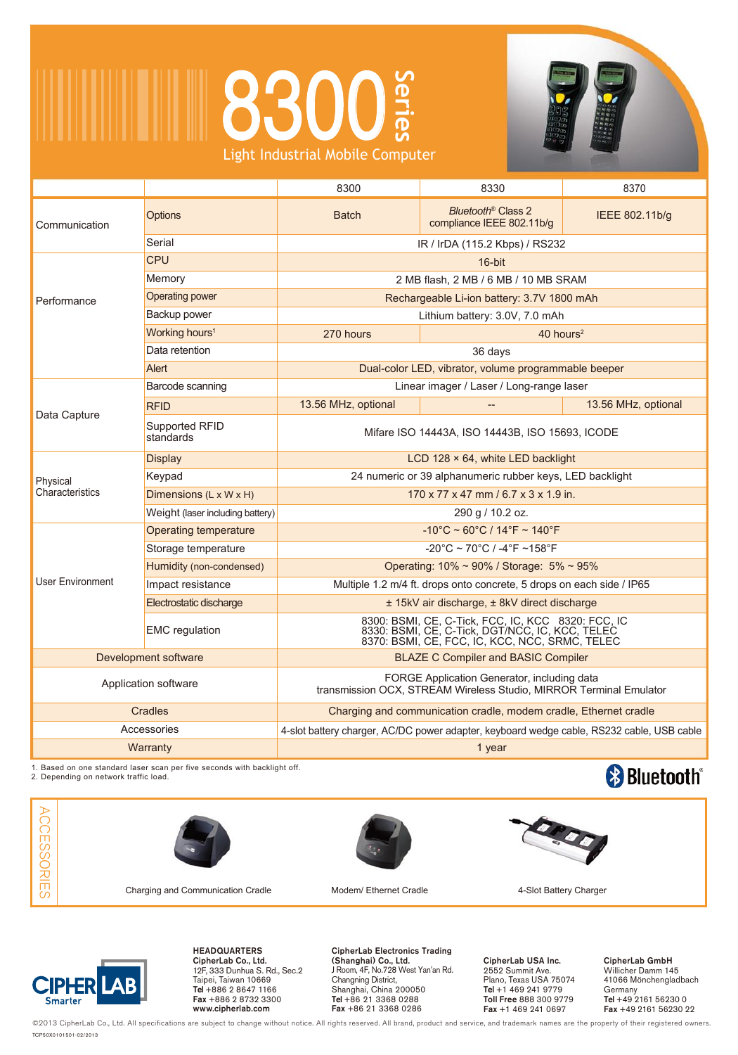# 8300 Series

Light Industrial Mobile Computer

| | | 8300 | 8330 | 8370 |
|---|---|---|---|---|
| Communication | Options | Batch | *Bluetooth*® Class 2 compliance IEEE 802.11b/g | IEEE 802.11b/g |
| | Serial | IR / IrDA (115.2 Kbps) / RS232 | | |
| Performance | CPU | 16-bit | | |
| | Memory | 2 MB flash, 2 MB / 6 MB / 10 MB SRAM | | |
| | Operating power | Rechargeable Li-ion battery: 3.7V 1800 mAh | | |
| | Backup power | Lithium battery: 3.0V, 7.0 mAh | | |
| | Working hours[1] | 270 hours | 40 hours[2] | |
| | Data retention | 36 days | | |
| | Alert | Dual-color LED, vibrator, volume programmable beeper | | |
| Data Capture | Barcode scanning | Linear imager / Laser / Long-range laser | | |
| | RFID | 13.56 MHz, optional | -- | 13.56 MHz, optional |
| | Supported RFID standards | Mifare ISO 14443A, ISO 14443B, ISO 15693, ICODE | | |
| Physical Characteristics | Display | LCD 128 × 64, white LED backlight | | |
| | Keypad | 24 numeric or 39 alphanumeric rubber keys, LED backlight | | |
| | Dimensions (L x W x H) | 170 x 77 x 47 mm / 6.7 x 3 x 1.9 in. | | |
| | Weight (laser including battery) | 290 g / 10.2 oz. | | |
| User Environment | Operating temperature | -10°C ~ 60°C / 14°F ~ 140°F | | |
| | Storage temperature | -20°C ~ 70°C / -4°F ~158°F | | |
| | Humidity (non-condensed) | Operating: 10% ~ 90% / Storage: 5% ~ 95% | | |
| | Impact resistance | Multiple 1.2 m/4 ft. drops onto concrete, 5 drops on each side / IP65 | | |
| | Electrostatic discharge | ± 15kV air discharge, ± 8kV direct discharge | | |
| | EMC regulation | 8300: BSMI, CE, C-Tick, FCC, IC, KCC 8320: FCC, IC<br>8330: BSMI, CE, C-Tick, DGT/NCC, IC, KCC, TELEC<br>8370: BSMI, CE, FCC, IC, KCC, NCC, SRMC, TELEC | | |
| Development software | | BLAZE C Compiler and BASIC Compiler | | |
| Application software | | FORGE Application Generator, including data transmission OCX, STREAM Wireless Studio, MIRROR Terminal Emulator | | |
| Cradles | | Charging and communication cradle, modem cradle, Ethernet cradle | | |
| Accessories | | 4-slot battery charger, AC/DC power adapter, keyboard wedge cable, RS232 cable, USB cable | | |
| Warranty | | 1 year | | |

1. Based on one standard laser scan per five seconds with backlight off.
2. Depending on network traffic load.

Bluetooth

## ACCESSORIES

Charging and Communication Cradle

Modem/ Ethernet Cradle

4-Slot Battery Charger

CIPHERLAB Smarter

**HEADQUARTERS**
**CipherLab Co., Ltd.**
12F, 333 Dunhua S. Rd., Sec.2
Taipei, Taiwan 10669
**Tel** +886 2 8647 1166
**Fax** +886 2 8732 3300
**www.cipherlab.com**

**CipherLab Electronics Trading (Shanghai) Co., Ltd.**
J Room, 4F, No.728 West Yan'an Rd.
Changning District,
Shanghai, China 200050
**Tel** +86 21 3368 0288
**Fax** +86 21 3368 0286

**CipherLab USA Inc.**
2552 Summit Ave.
Plano, Texas USA 75074
**Tel** +1 469 241 9779
**Toll Free** 888 300 9779
**Fax** +1 469 241 0697

**CipherLab GmbH**
Willicher Damm 145
41066 Mönchengladbach
Germany
**Tel** +49 2161 56230 0
**Fax** +49 2161 56230 22

©2013 CipherLab Co., Ltd. All specifications are subject to change without notice. All rights reserved. All brand, product and service, and trademark names are the property of their registered owners.
TCP50X0101501-02/2013